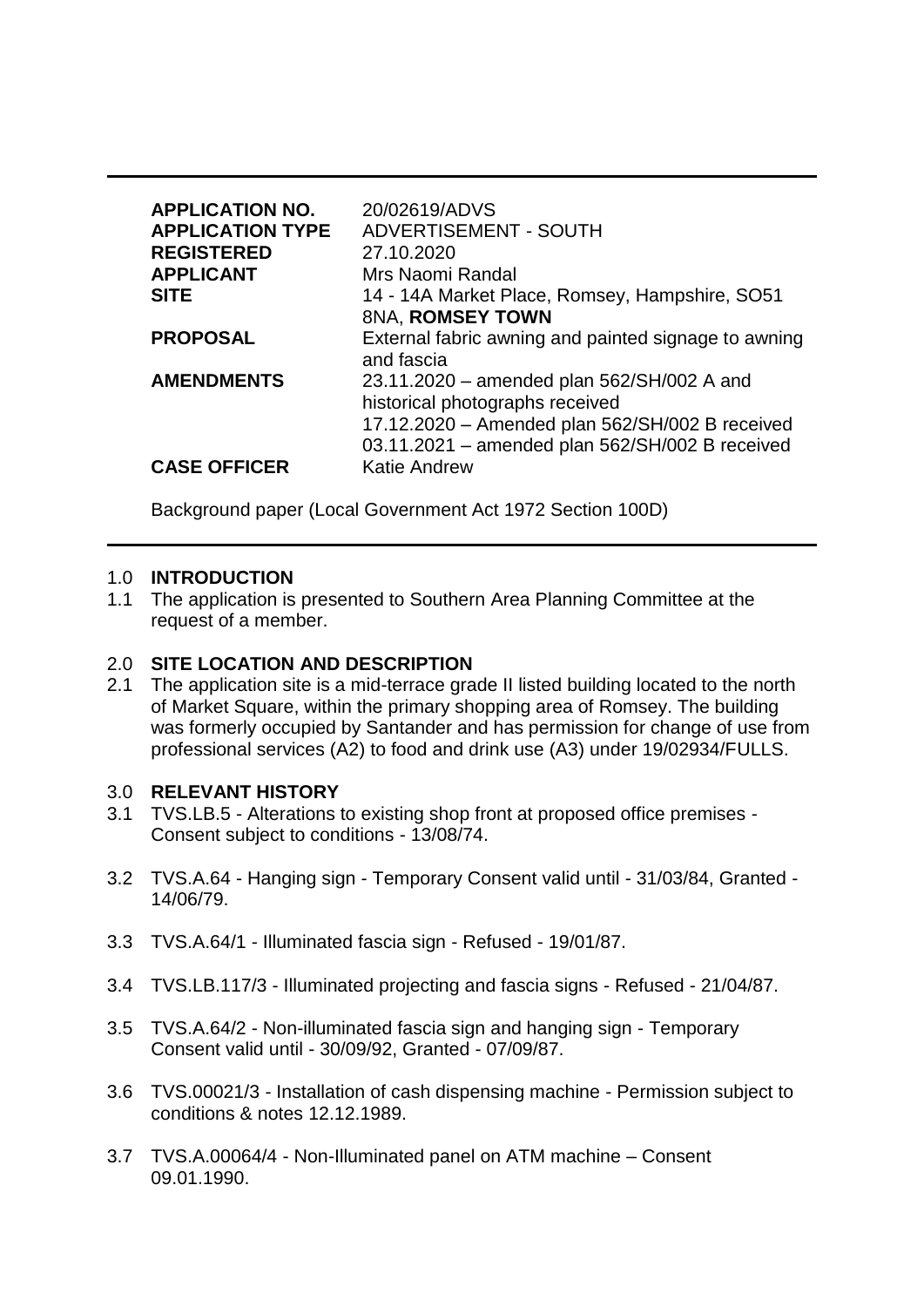| | |
|---|---|
| **APPLICATION NO.** | 20/02619/ADVS |
| **APPLICATION TYPE** | ADVERTISEMENT - SOUTH |
| **REGISTERED** | 27.10.2020 |
| **APPLICANT** | Mrs Naomi Randal |
| **SITE** | 14 - 14A Market Place, Romsey, Hampshire, SO51 8NA, **ROMSEY TOWN** |
| **PROPOSAL** | External fabric awning and painted signage to awning and fascia |
| **AMENDMENTS** | 23.11.2020 – amended plan 562/SH/002 A and historical photographs received<br>17.12.2020 – Amended plan 562/SH/002 B received<br>03.11.2021 – amended plan 562/SH/002 B received |
| **CASE OFFICER** | Katie Andrew |

Background paper (Local Government Act 1972 Section 100D)

## 1.0 INTRODUCTION

1.1 The application is presented to Southern Area Planning Committee at the request of a member.

## 2.0 SITE LOCATION AND DESCRIPTION

2.1 The application site is a mid-terrace grade II listed building located to the north of Market Square, within the primary shopping area of Romsey. The building was formerly occupied by Santander and has permission for change of use from professional services (A2) to food and drink use (A3) under 19/02934/FULLS.

## 3.0 RELEVANT HISTORY

3.1 TVS.LB.5 - Alterations to existing shop front at proposed office premises - Consent subject to conditions - 13/08/74.

3.2 TVS.A.64 - Hanging sign - Temporary Consent valid until - 31/03/84, Granted - 14/06/79.

3.3 TVS.A.64/1 - Illuminated fascia sign - Refused - 19/01/87.

3.4 TVS.LB.117/3 - Illuminated projecting and fascia signs - Refused - 21/04/87.

3.5 TVS.A.64/2 - Non-illuminated fascia sign and hanging sign - Temporary Consent valid until - 30/09/92, Granted - 07/09/87.

3.6 TVS.00021/3 - Installation of cash dispensing machine - Permission subject to conditions & notes 12.12.1989.

3.7 TVS.A.00064/4 - Non-Illuminated panel on ATM machine – Consent 09.01.1990.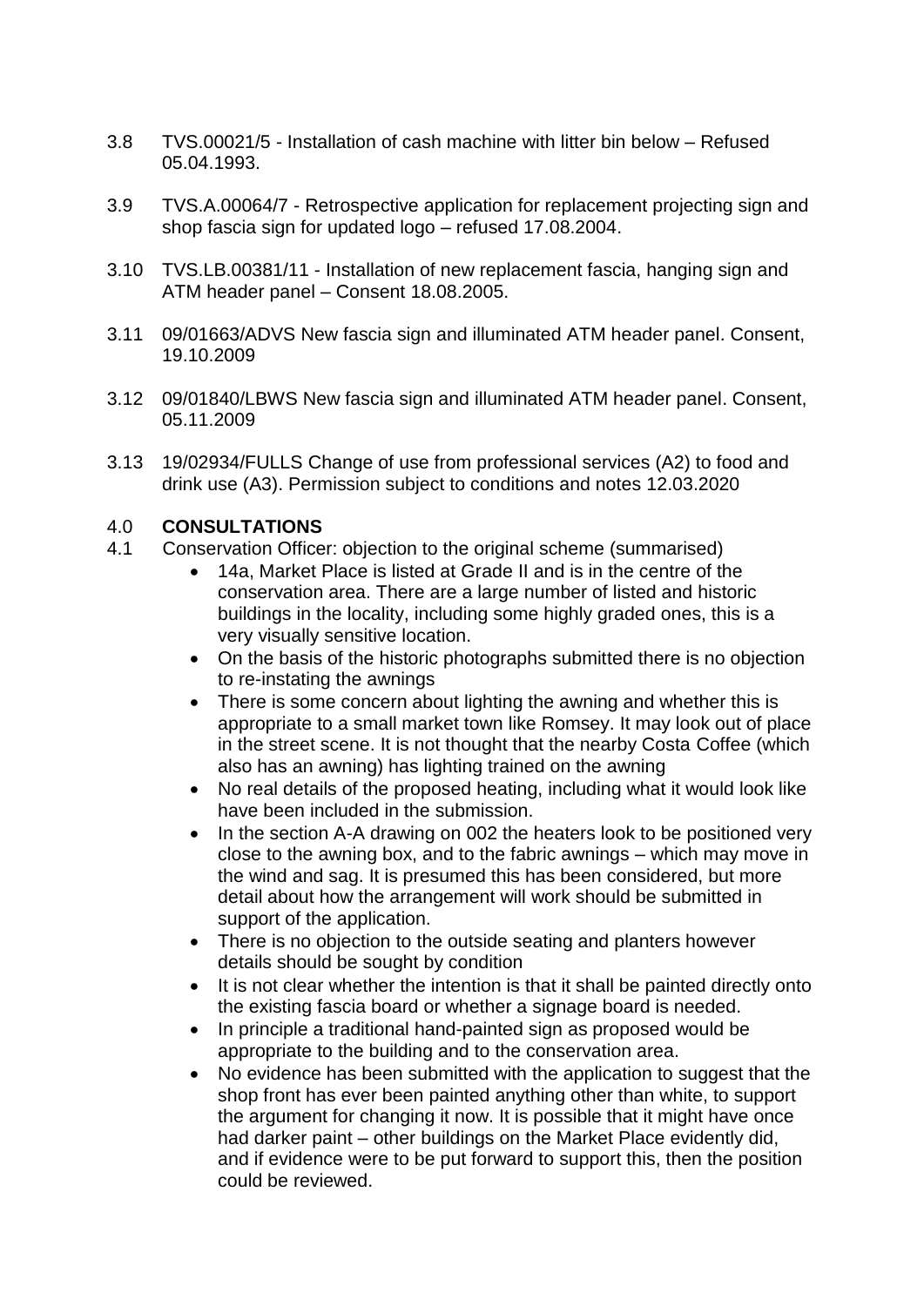3.8 TVS.00021/5 - Installation of cash machine with litter bin below – Refused 05.04.1993.

3.9 TVS.A.00064/7 - Retrospective application for replacement projecting sign and shop fascia sign for updated logo – refused 17.08.2004.

3.10 TVS.LB.00381/11 - Installation of new replacement fascia, hanging sign and ATM header panel – Consent 18.08.2005.

3.11 09/01663/ADVS New fascia sign and illuminated ATM header panel. Consent, 19.10.2009

3.12 09/01840/LBWS New fascia sign and illuminated ATM header panel. Consent, 05.11.2009

3.13 19/02934/FULLS Change of use from professional services (A2) to food and drink use (A3). Permission subject to conditions and notes 12.03.2020

## 4.0 **CONSULTATIONS**

4.1 Conservation Officer: objection to the original scheme (summarised)

- 14a, Market Place is listed at Grade II and is in the centre of the conservation area. There are a large number of listed and historic buildings in the locality, including some highly graded ones, this is a very visually sensitive location.
- On the basis of the historic photographs submitted there is no objection to re-instating the awnings
- There is some concern about lighting the awning and whether this is appropriate to a small market town like Romsey. It may look out of place in the street scene. It is not thought that the nearby Costa Coffee (which also has an awning) has lighting trained on the awning
- No real details of the proposed heating, including what it would look like have been included in the submission.
- In the section A-A drawing on 002 the heaters look to be positioned very close to the awning box, and to the fabric awnings – which may move in the wind and sag. It is presumed this has been considered, but more detail about how the arrangement will work should be submitted in support of the application.
- There is no objection to the outside seating and planters however details should be sought by condition
- It is not clear whether the intention is that it shall be painted directly onto the existing fascia board or whether a signage board is needed.
- In principle a traditional hand-painted sign as proposed would be appropriate to the building and to the conservation area.
- No evidence has been submitted with the application to suggest that the shop front has ever been painted anything other than white, to support the argument for changing it now. It is possible that it might have once had darker paint – other buildings on the Market Place evidently did, and if evidence were to be put forward to support this, then the position could be reviewed.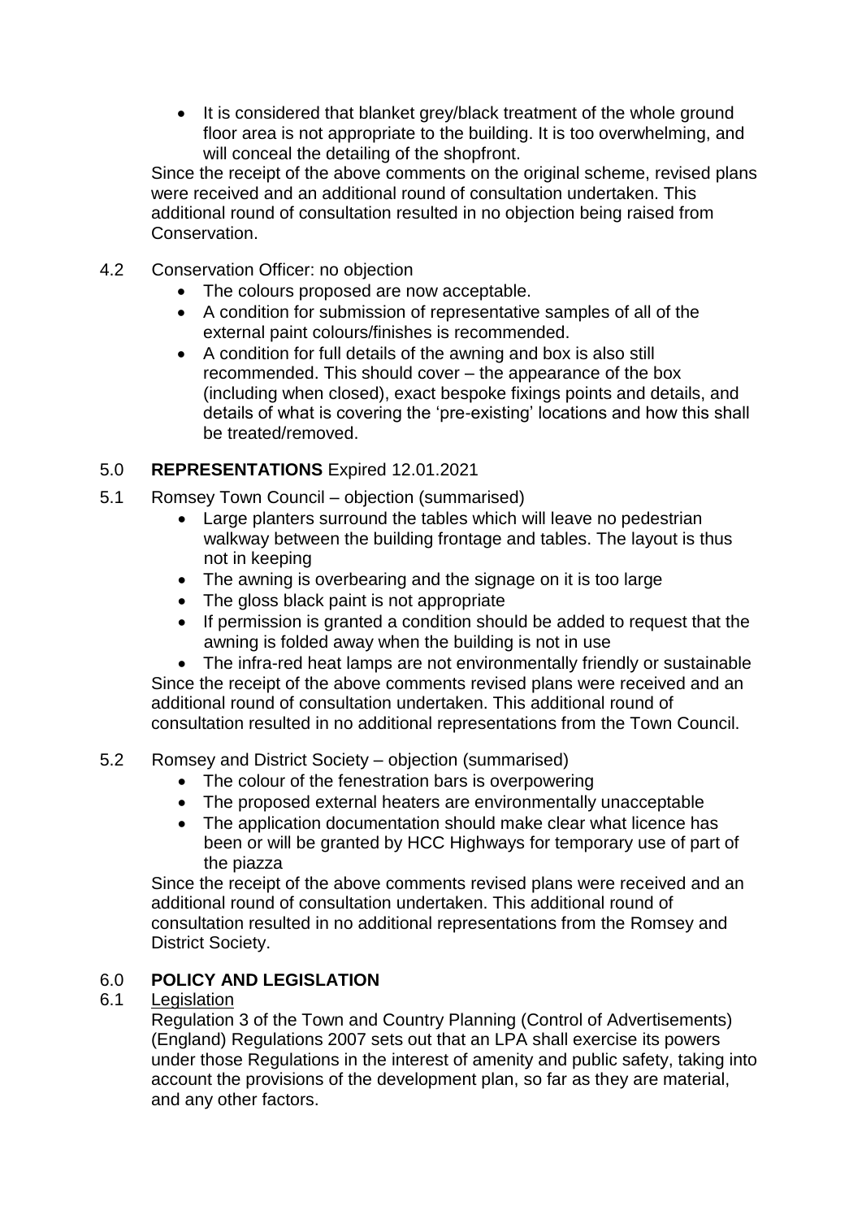- It is considered that blanket grey/black treatment of the whole ground floor area is not appropriate to the building. It is too overwhelming, and will conceal the detailing of the shopfront.

Since the receipt of the above comments on the original scheme, revised plans were received and an additional round of consultation undertaken. This additional round of consultation resulted in no objection being raised from Conservation.

4.2 Conservation Officer: no objection

- The colours proposed are now acceptable.
- A condition for submission of representative samples of all of the external paint colours/finishes is recommended.
- A condition for full details of the awning and box is also still recommended. This should cover – the appearance of the box (including when closed), exact bespoke fixings points and details, and details of what is covering the 'pre-existing' locations and how this shall be treated/removed.

## 5.0 **REPRESENTATIONS** Expired 12.01.2021

5.1 Romsey Town Council – objection (summarised)

- Large planters surround the tables which will leave no pedestrian walkway between the building frontage and tables. The layout is thus not in keeping
- The awning is overbearing and the signage on it is too large
- The gloss black paint is not appropriate
- If permission is granted a condition should be added to request that the awning is folded away when the building is not in use
- The infra-red heat lamps are not environmentally friendly or sustainable

Since the receipt of the above comments revised plans were received and an additional round of consultation undertaken. This additional round of consultation resulted in no additional representations from the Town Council.

5.2 Romsey and District Society – objection (summarised)

- The colour of the fenestration bars is overpowering
- The proposed external heaters are environmentally unacceptable
- The application documentation should make clear what licence has been or will be granted by HCC Highways for temporary use of part of the piazza

Since the receipt of the above comments revised plans were received and an additional round of consultation undertaken. This additional round of consultation resulted in no additional representations from the Romsey and District Society.

## 6.0 **POLICY AND LEGISLATION**

6.1 Legislation

Regulation 3 of the Town and Country Planning (Control of Advertisements) (England) Regulations 2007 sets out that an LPA shall exercise its powers under those Regulations in the interest of amenity and public safety, taking into account the provisions of the development plan, so far as they are material, and any other factors.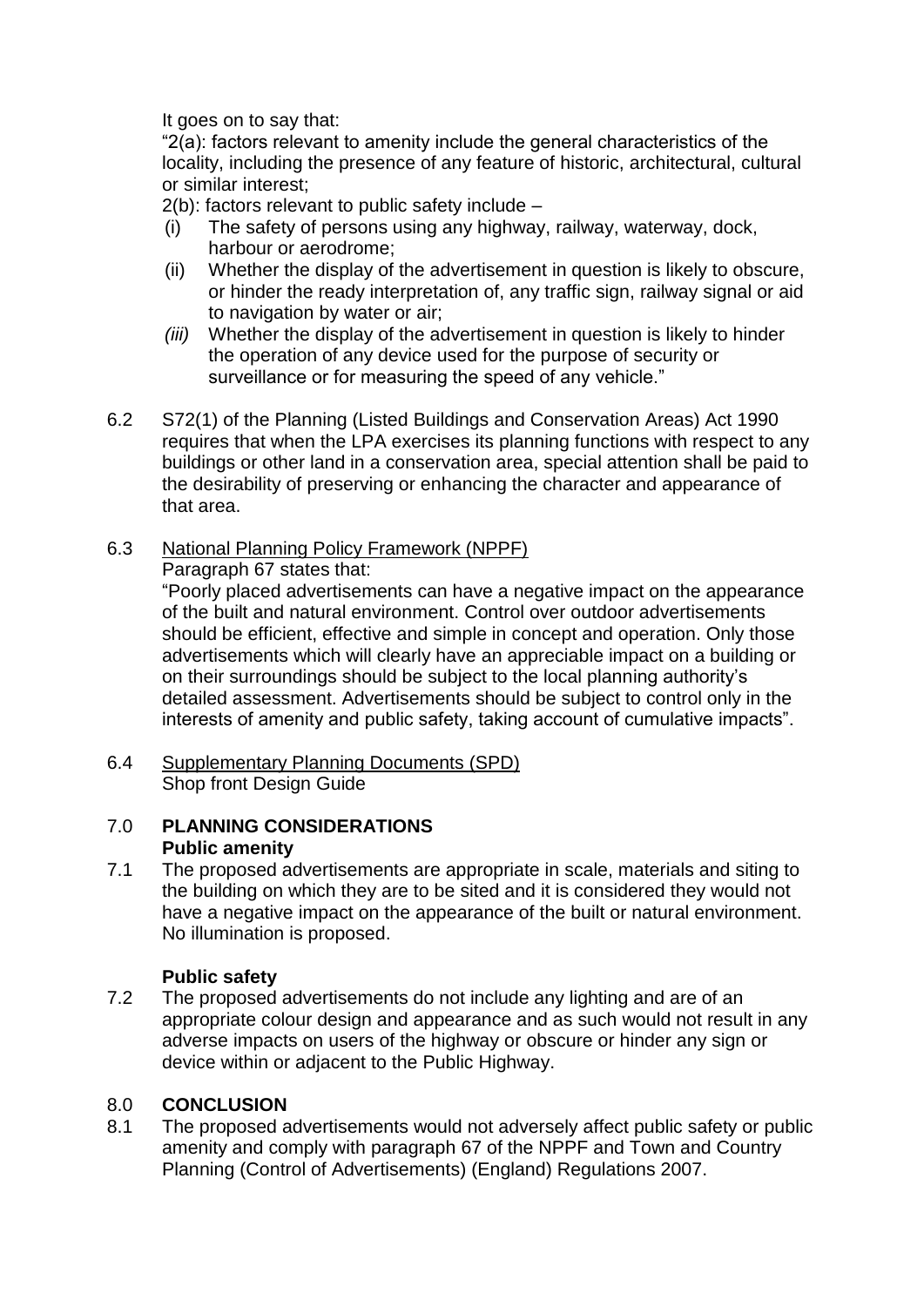It goes on to say that:

"2(a): factors relevant to amenity include the general characteristics of the locality, including the presence of any feature of historic, architectural, cultural or similar interest;

2(b): factors relevant to public safety include –

- (i) The safety of persons using any highway, railway, waterway, dock, harbour or aerodrome;
- (ii) Whether the display of the advertisement in question is likely to obscure, or hinder the ready interpretation of, any traffic sign, railway signal or aid to navigation by water or air;
- *(iii)* Whether the display of the advertisement in question is likely to hinder the operation of any device used for the purpose of security or surveillance or for measuring the speed of any vehicle."

6.2 S72(1) of the Planning (Listed Buildings and Conservation Areas) Act 1990 requires that when the LPA exercises its planning functions with respect to any buildings or other land in a conservation area, special attention shall be paid to the desirability of preserving or enhancing the character and appearance of that area.

6.3 National Planning Policy Framework (NPPF)

Paragraph 67 states that:

"Poorly placed advertisements can have a negative impact on the appearance of the built and natural environment. Control over outdoor advertisements should be efficient, effective and simple in concept and operation. Only those advertisements which will clearly have an appreciable impact on a building or on their surroundings should be subject to the local planning authority's detailed assessment. Advertisements should be subject to control only in the interests of amenity and public safety, taking account of cumulative impacts".

6.4 Supplementary Planning Documents (SPD)

Shop front Design Guide

## 7.0 PLANNING CONSIDERATIONS

**Public amenity**

7.1 The proposed advertisements are appropriate in scale, materials and siting to the building on which they are to be sited and it is considered they would not have a negative impact on the appearance of the built or natural environment. No illumination is proposed.

**Public safety**

7.2 The proposed advertisements do not include any lighting and are of an appropriate colour design and appearance and as such would not result in any adverse impacts on users of the highway or obscure or hinder any sign or device within or adjacent to the Public Highway.

## 8.0 CONCLUSION

8.1 The proposed advertisements would not adversely affect public safety or public amenity and comply with paragraph 67 of the NPPF and Town and Country Planning (Control of Advertisements) (England) Regulations 2007.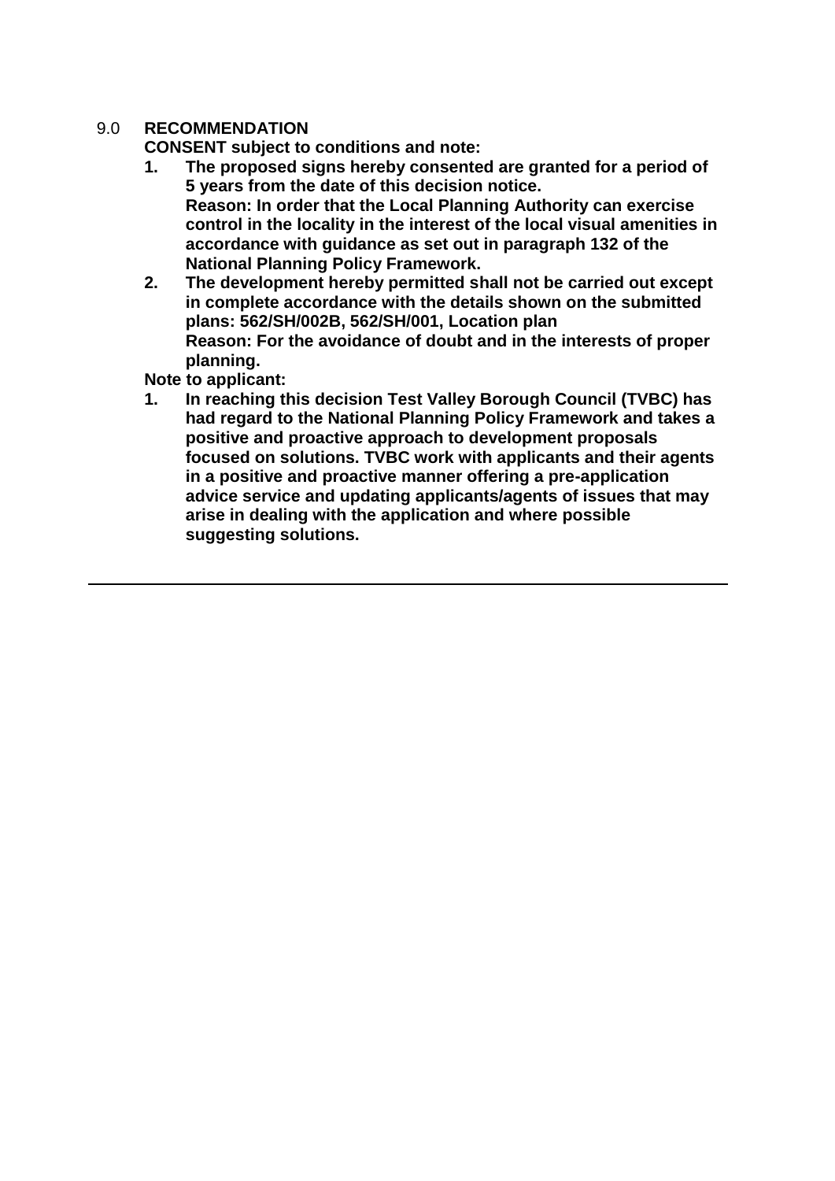9.0 **RECOMMENDATION**

**CONSENT subject to conditions and note:**

1. **The proposed signs hereby consented are granted for a period of 5 years from the date of this decision notice.**
   **Reason: In order that the Local Planning Authority can exercise control in the locality in the interest of the local visual amenities in accordance with guidance as set out in paragraph 132 of the National Planning Policy Framework.**
2. **The development hereby permitted shall not be carried out except in complete accordance with the details shown on the submitted plans: 562/SH/002B, 562/SH/001, Location plan**
   **Reason: For the avoidance of doubt and in the interests of proper planning.**

**Note to applicant:**

1. **In reaching this decision Test Valley Borough Council (TVBC) has had regard to the National Planning Policy Framework and takes a positive and proactive approach to development proposals focused on solutions. TVBC work with applicants and their agents in a positive and proactive manner offering a pre-application advice service and updating applicants/agents of issues that may arise in dealing with the application and where possible suggesting solutions.**